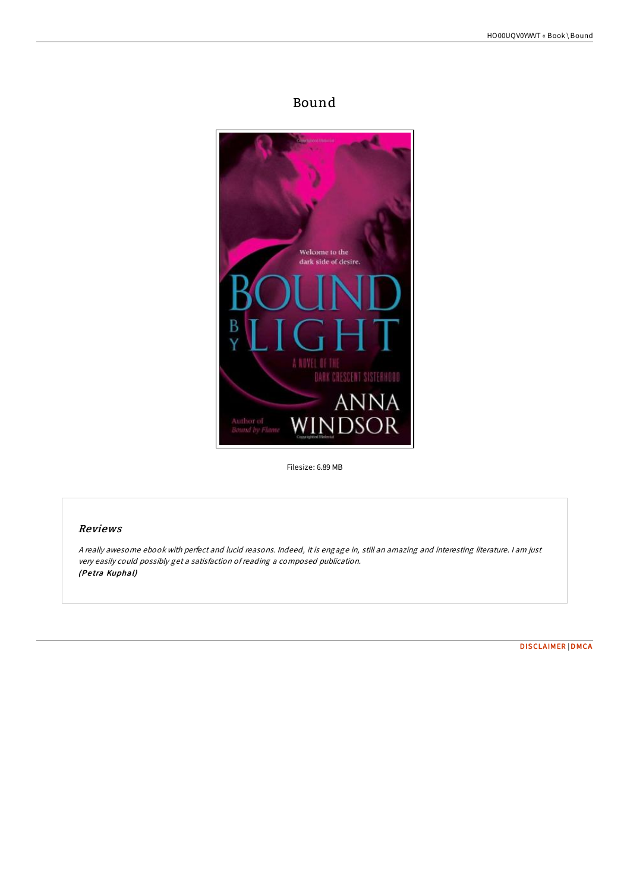# Bound

Filesize: 6.89 MB

## Reviews

*A really awesome ebook with perfect and lucid reasons. Indeed, it is engage in, still an amazing and interesting literature. I am just very easily could possibly get a satisfaction of reading a composed publication.*
***(Petra Kuphal)***

DISCLAIMER | DMCA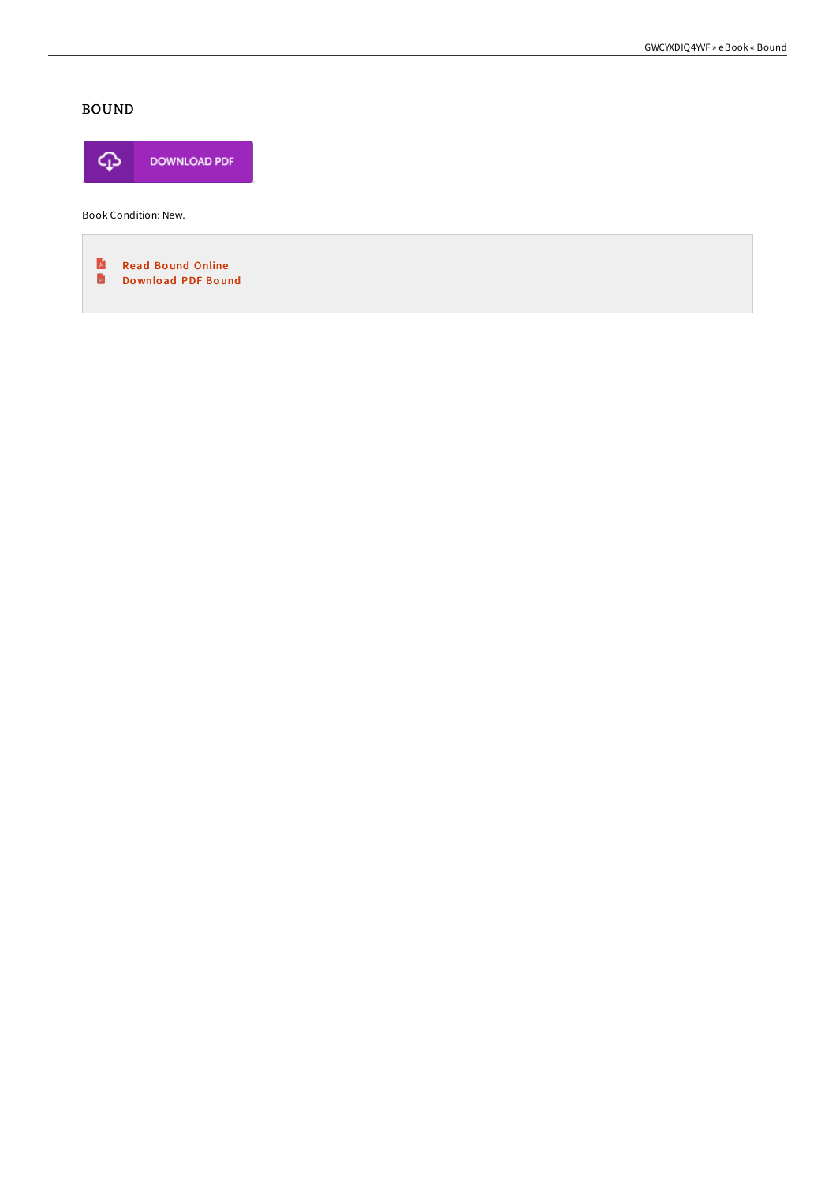# BOUND

DOWNLOAD PDF

Book Condition: New.

- Read Bound Online
- Download PDF Bound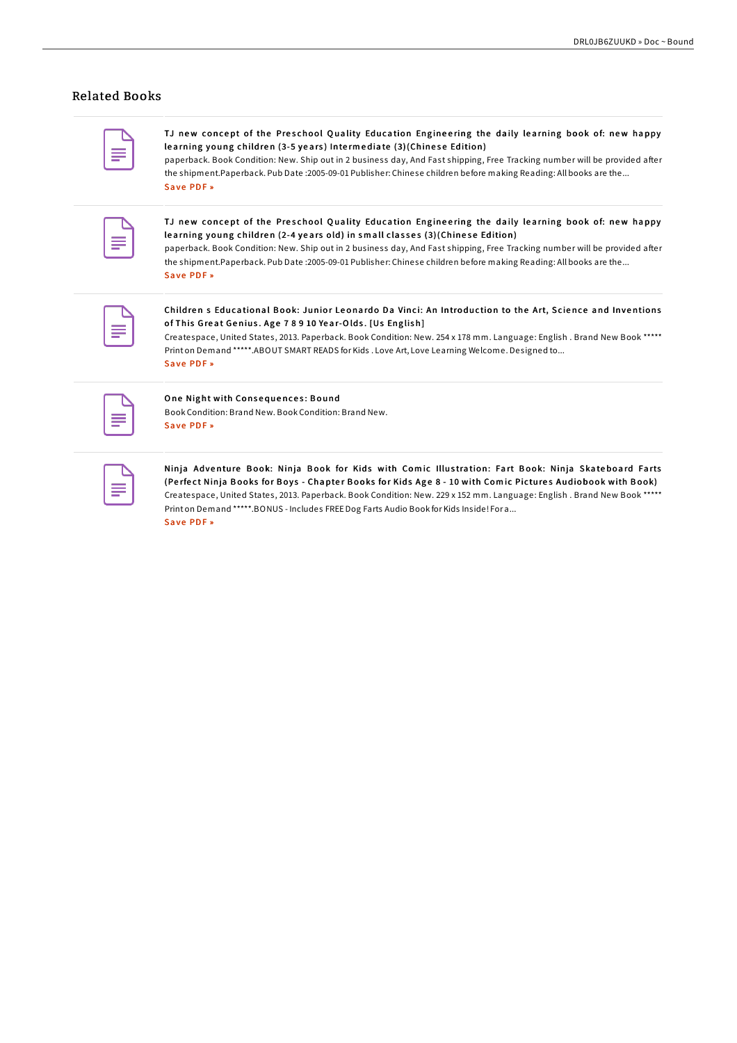## Related Books

**TJ new concept of the Preschool Quality Education Engineering the daily learning book of: new happy learning young children (3-5 years) Intermediate (3)(Chinese Edition)**

paperback. Book Condition: New. Ship out in 2 business day, And Fast shipping, Free Tracking number will be provided after the shipment.Paperback. Pub Date :2005-09-01 Publisher: Chinese children before making Reading: All books are the...

Save PDF »

**TJ new concept of the Preschool Quality Education Engineering the daily learning book of: new happy learning young children (2-4 years old) in small classes (3)(Chinese Edition)**

paperback. Book Condition: New. Ship out in 2 business day, And Fast shipping, Free Tracking number will be provided after the shipment.Paperback. Pub Date :2005-09-01 Publisher: Chinese children before making Reading: All books are the...

Save PDF »

**Children s Educational Book: Junior Leonardo Da Vinci: An Introduction to the Art, Science and Inventions of This Great Genius. Age 7 8 9 10 Year-Olds. [Us English]**

Createspace, United States, 2013. Paperback. Book Condition: New. 254 x 178 mm. Language: English . Brand New Book ***** Print on Demand *****.ABOUT SMART READS for Kids . Love Art, Love Learning Welcome. Designed to...

Save PDF »

**One Night with Consequences: Bound**

Book Condition: Brand New. Book Condition: Brand New.

Save PDF »

**Ninja Adventure Book: Ninja Book for Kids with Comic Illustration: Fart Book: Ninja Skateboard Farts (Perfect Ninja Books for Boys - Chapter Books for Kids Age 8 - 10 with Comic Pictures Audiobook with Book)**

Createspace, United States, 2013. Paperback. Book Condition: New. 229 x 152 mm. Language: English . Brand New Book ***** Print on Demand *****.BONUS - Includes FREE Dog Farts Audio Book for Kids Inside! For a...

Save PDF »